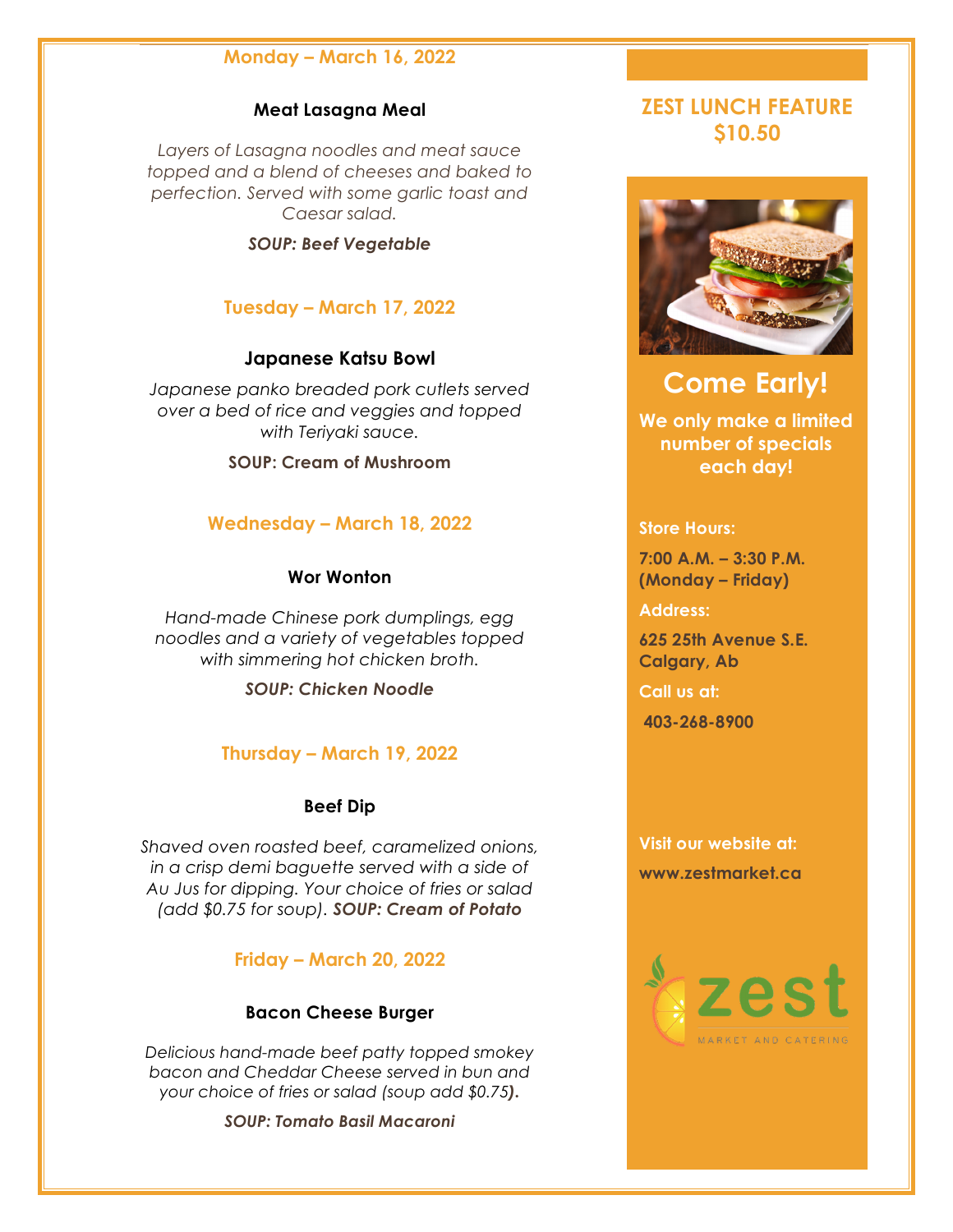## Monday – March 16, 2022

### Meat Lasagna Meal

*Layers of Lasagna noodles and meat sauce topped and a blend of cheeses and baked to perfection. Served with some garlic toast and Caesar salad.*

***SOUP: Beef Vegetable***

## Tuesday – March 17, 2022

### Japanese Katsu Bowl

*Japanese panko breaded pork cutlets served over a bed of rice and veggies and topped with Teriyaki sauce.*

**SOUP: Cream of Mushroom**

## Wednesday – March 18, 2022

### Wor Wonton

*Hand-made Chinese pork dumplings, egg noodles and a variety of vegetables topped with simmering hot chicken broth.*

***SOUP: Chicken Noodle***

## Thursday – March 19, 2022

### Beef Dip

*Shaved oven roasted beef, caramelized onions, in a crisp demi baguette served with a side of Au Jus for dipping. Your choice of fries or salad (add $0.75 for soup).* ***SOUP: Cream of Potato***

## Friday – March 20, 2022

### Bacon Cheese Burger

*Delicious hand-made beef patty topped smokey bacon and Cheddar Cheese served in bun and your choice of fries or salad (soup add $0.75**).***

***SOUP: Tomato Basil Macaroni***

## ZEST LUNCH FEATURE $10.50

## Come Early!

**We only make a limited number of specials each day!**

**Store Hours:**

**7:00 A.M. – 3:30 P.M. (Monday – Friday)**

**Address:**

**625 25th Avenue S.E. Calgary, Ab**

**Call us at:**

**403-268-8900**

**Visit our website at:**

**www.zestmarket.ca**

zest

MARKET AND CATERING